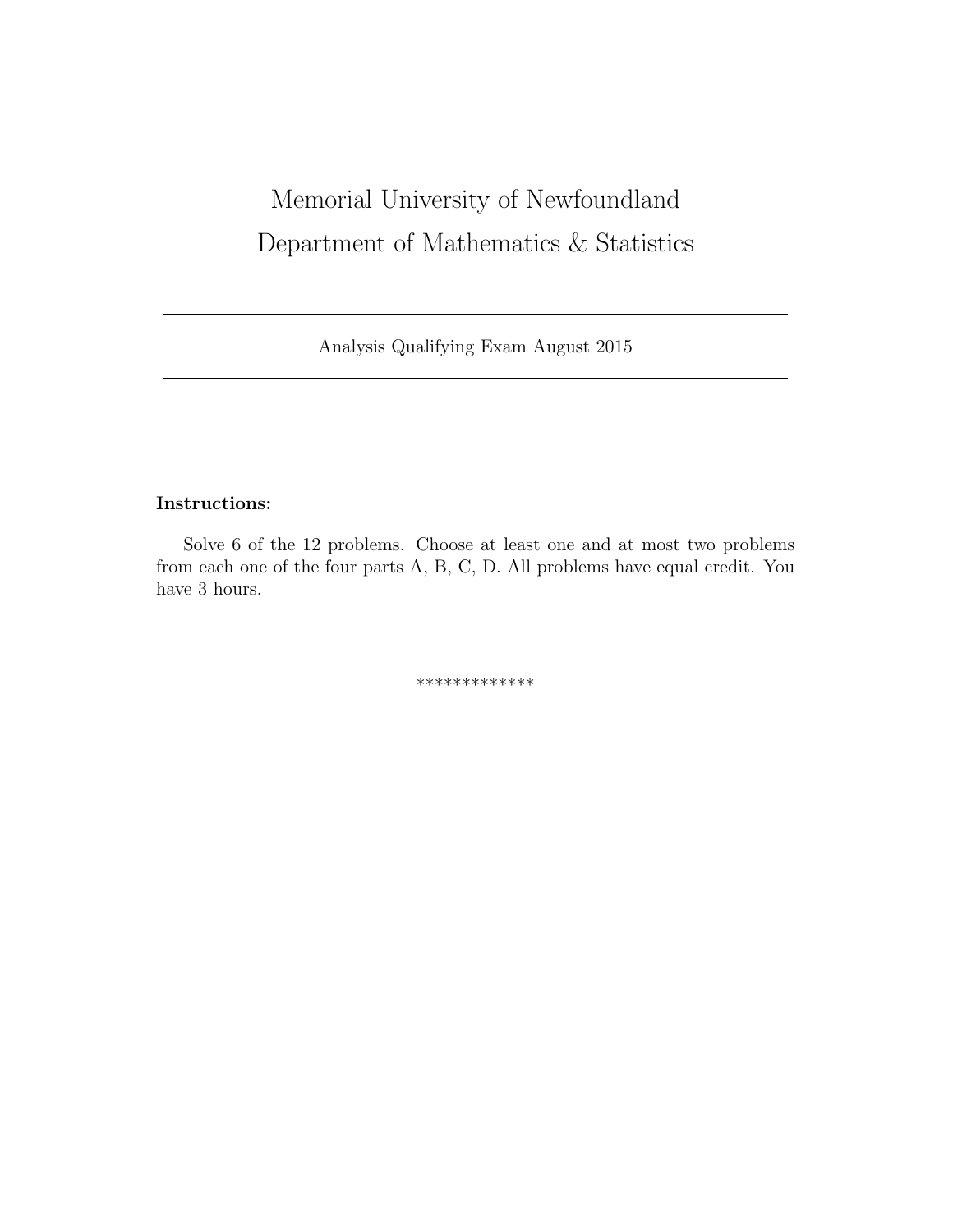# Memorial University of Newfoundland
# Department of Mathematics & Statistics

---

Analysis Qualifying Exam August 2015

---

**Instructions:**

Solve 6 of the 12 problems. Choose at least one and at most two problems from each one of the four parts A, B, C, D. All problems have equal credit. You have 3 hours.

*************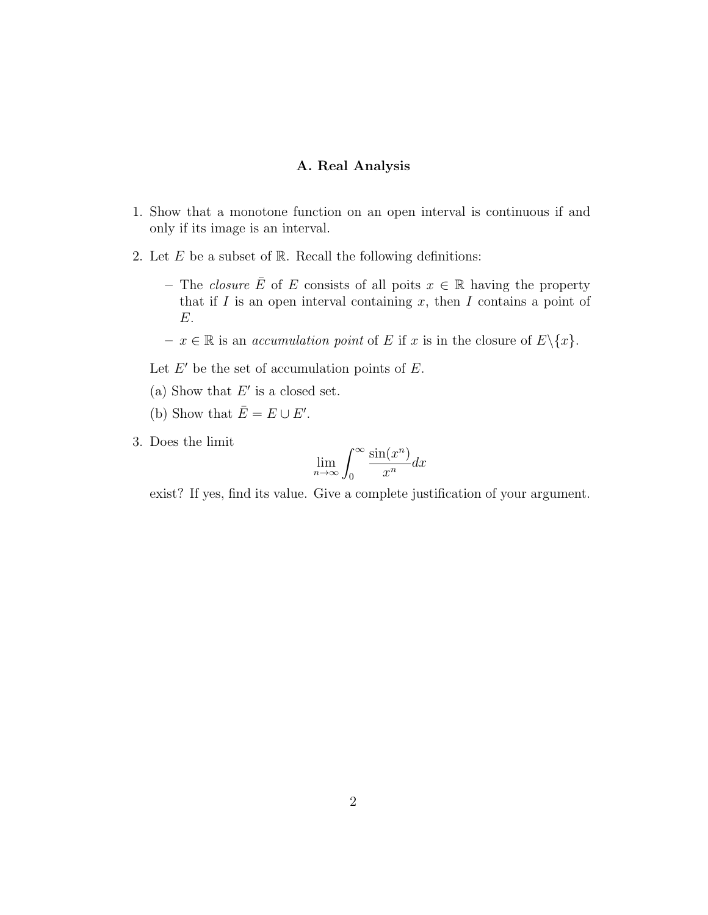## A. Real Analysis

1. Show that a monotone function on an open interval is continuous if and only if its image is an interval.

2. Let $E$ be a subset of $\mathbb{R}$. Recall the following definitions:

   – The *closure* $\bar{E}$ of $E$ consists of all poits $x \in \mathbb{R}$ having the property that if $I$ is an open interval containing $x$, then $I$ contains a point of $E$.

   – $x \in \mathbb{R}$ is an *accumulation point* of $E$ if $x$ is in the closure of $E \backslash \{x\}$.

   Let $E'$ be the set of accumulation points of $E$.

   (a) Show that $E'$ is a closed set.

   (b) Show that $\bar{E} = E \cup E'$.

3. Does the limit
$$\lim_{n \to \infty} \int_0^\infty \frac{\sin(x^n)}{x^n} dx$$
exist? If yes, find its value. Give a complete justification of your argument.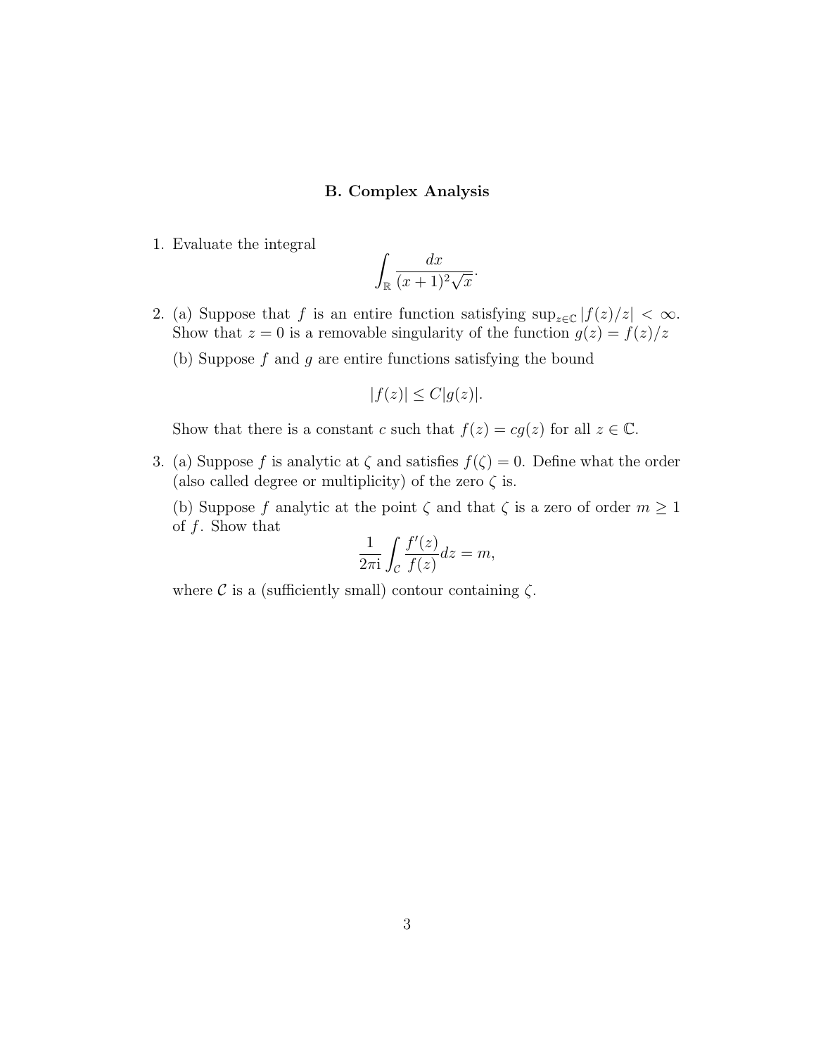### B. Complex Analysis

1. Evaluate the integral
$$\int_{\mathbb{R}} \frac{dx}{(x+1)^2\sqrt{x}}.$$

2. (a) Suppose that $f$ is an entire function satisfying $\sup_{z\in\mathbb{C}} |f(z)/z| < \infty$. Show that $z = 0$ is a removable singularity of the function $g(z) = f(z)/z$

   (b) Suppose $f$ and $g$ are entire functions satisfying the bound
$$|f(z)| \le C|g(z)|.$$
   Show that there is a constant $c$ such that $f(z) = cg(z)$ for all $z \in \mathbb{C}$.

3. (a) Suppose $f$ is analytic at $\zeta$ and satisfies $f(\zeta) = 0$. Define what the order (also called degree or multiplicity) of the zero $\zeta$ is.

   (b) Suppose $f$ analytic at the point $\zeta$ and that $\zeta$ is a zero of order $m \ge 1$ of $f$. Show that
$$\frac{1}{2\pi \mathrm{i}} \int_{\mathcal{C}} \frac{f'(z)}{f(z)} dz = m,$$
   where $\mathcal{C}$ is a (sufficiently small) contour containing $\zeta$.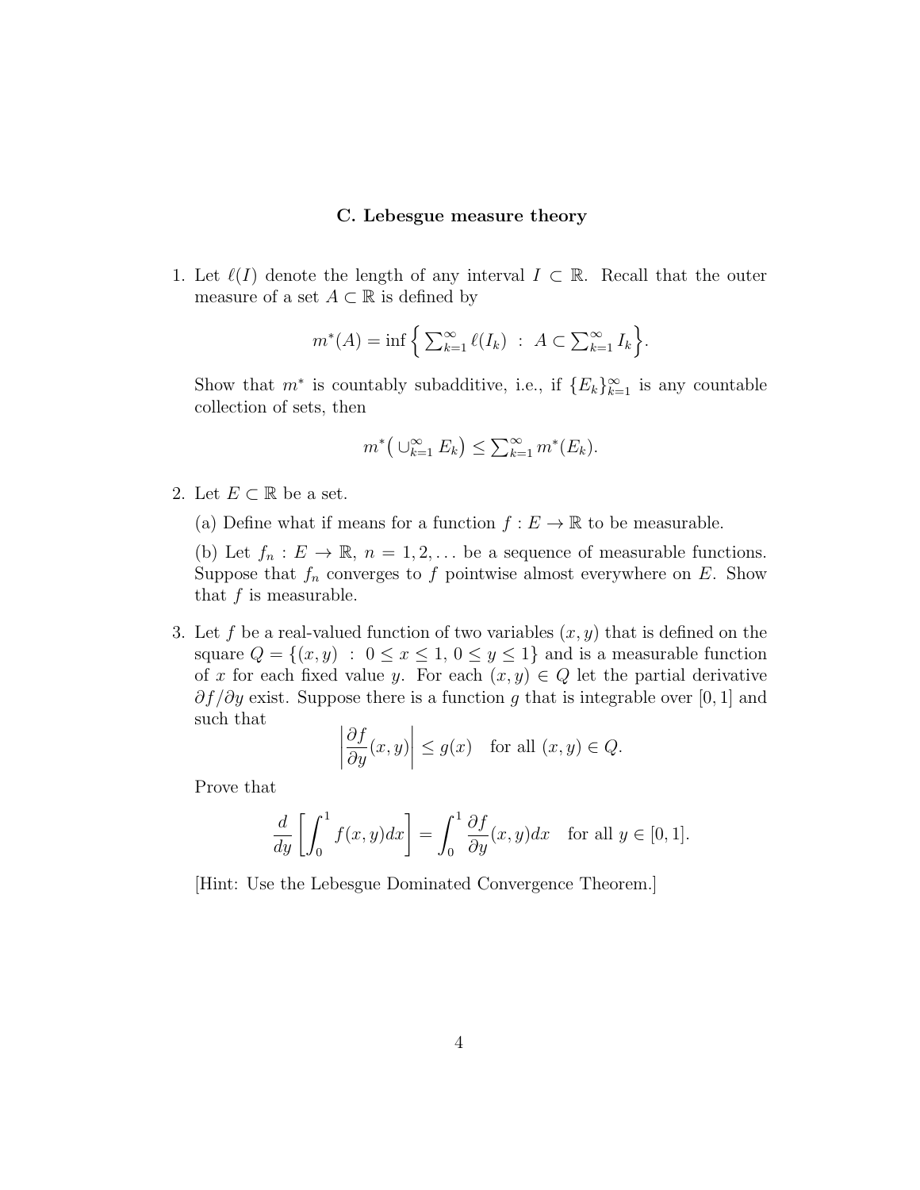### C. Lebesgue measure theory

1. Let $\ell(I)$ denote the length of any interval $I \subset \mathbb{R}$. Recall that the outer measure of a set $A \subset \mathbb{R}$ is defined by

$$m^*(A) = \inf \Big\{ \sum_{k=1}^{\infty} \ell(I_k) \; : \; A \subset \sum_{k=1}^{\infty} I_k \Big\}.$$

Show that $m^*$ is countably subadditive, i.e., if $\{E_k\}_{k=1}^{\infty}$ is any countable collection of sets, then

$$m^*\big( \cup_{k=1}^{\infty} E_k \big) \leq \sum_{k=1}^{\infty} m^*(E_k).$$

2. Let $E \subset \mathbb{R}$ be a set.

(a) Define what if means for a function $f : E \to \mathbb{R}$ to be measurable.

(b) Let $f_n : E \to \mathbb{R}$, $n = 1, 2, \ldots$ be a sequence of measurable functions. Suppose that $f_n$ converges to $f$ pointwise almost everywhere on $E$. Show that $f$ is measurable.

3. Let $f$ be a real-valued function of two variables $(x, y)$ that is defined on the square $Q = \{(x, y) \; : \; 0 \leq x \leq 1, \, 0 \leq y \leq 1\}$ and is a measurable function of $x$ for each fixed value $y$. For each $(x, y) \in Q$ let the partial derivative $\partial f / \partial y$ exist. Suppose there is a function $g$ that is integrable over $[0, 1]$ and such that

$$\left| \frac{\partial f}{\partial y}(x, y) \right| \leq g(x) \quad \text{for all } (x, y) \in Q.$$

Prove that

$$\frac{d}{dy} \left[ \int_0^1 f(x, y) dx \right] = \int_0^1 \frac{\partial f}{\partial y}(x, y) dx \quad \text{for all } y \in [0, 1].$$

[Hint: Use the Lebesgue Dominated Convergence Theorem.]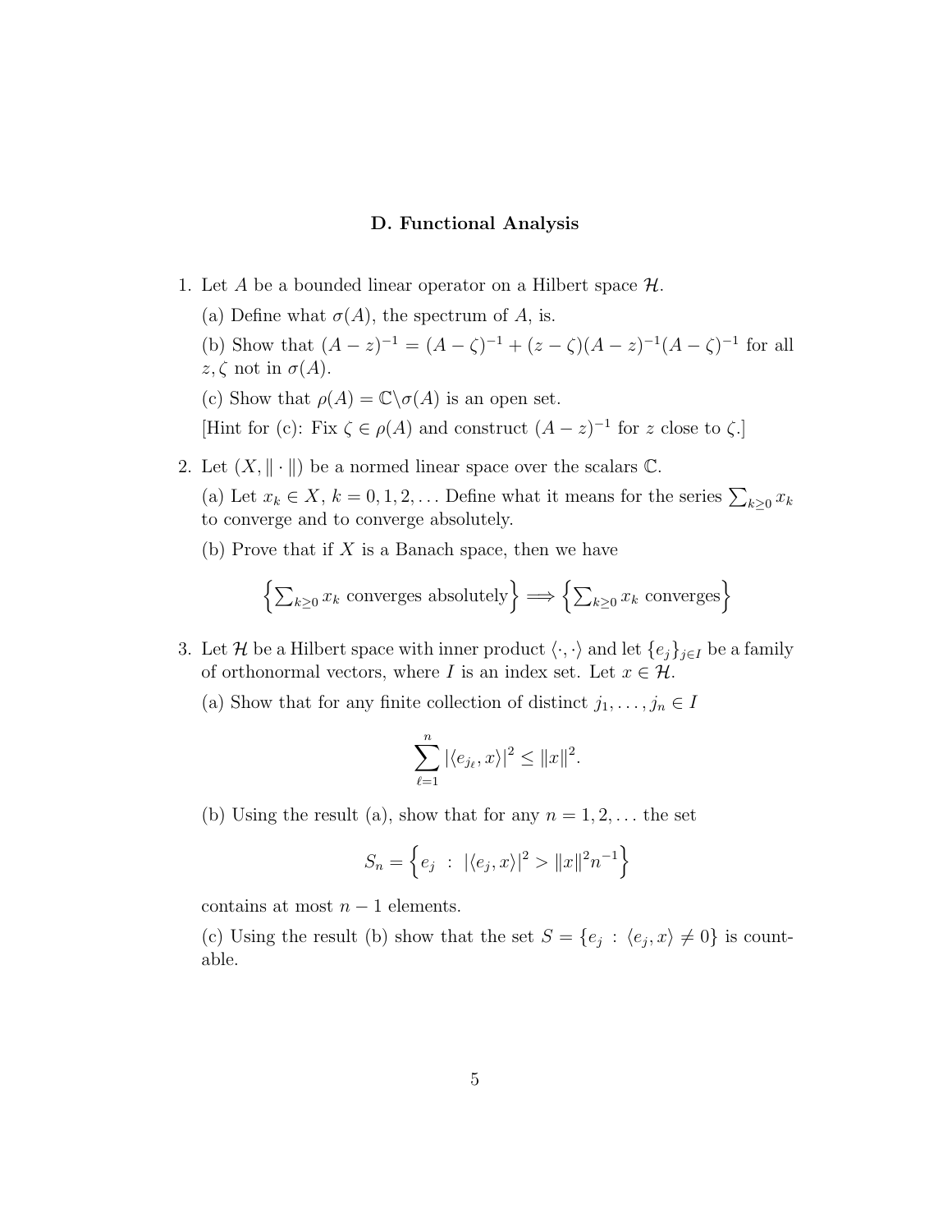## D. Functional Analysis

1. Let $A$ be a bounded linear operator on a Hilbert space $\mathcal{H}$.

   (a) Define what $\sigma(A)$, the spectrum of $A$, is.

   (b) Show that $(A - z)^{-1} = (A - \zeta)^{-1} + (z - \zeta)(A - z)^{-1}(A - \zeta)^{-1}$ for all $z, \zeta$ not in $\sigma(A)$.

   (c) Show that $\rho(A) = \mathbb{C} \backslash \sigma(A)$ is an open set.

   [Hint for (c): Fix $\zeta \in \rho(A)$ and construct $(A - z)^{-1}$ for $z$ close to $\zeta$.]

2. Let $(X, \|\cdot\|)$ be a normed linear space over the scalars $\mathbb{C}$.

   (a) Let $x_k \in X$, $k = 0, 1, 2, \ldots$ Define what it means for the series $\sum_{k \geq 0} x_k$ to converge and to converge absolutely.

   (b) Prove that if $X$ is a Banach space, then we have

$$\left\{ \sum_{k \geq 0} x_k \text{ converges absolutely} \right\} \Longrightarrow \left\{ \sum_{k \geq 0} x_k \text{ converges} \right\}$$

3. Let $\mathcal{H}$ be a Hilbert space with inner product $\langle \cdot, \cdot \rangle$ and let $\{e_j\}_{j \in I}$ be a family of orthonormal vectors, where $I$ is an index set. Let $x \in \mathcal{H}$.

   (a) Show that for any finite collection of distinct $j_1, \ldots, j_n \in I$

$$\sum_{\ell=1}^{n} |\langle e_{j_\ell}, x \rangle|^2 \leq \|x\|^2.$$

   (b) Using the result (a), show that for any $n = 1, 2, \ldots$ the set

$$S_n = \left\{ e_j \ : \ |\langle e_j, x \rangle|^2 > \|x\|^2 n^{-1} \right\}$$

   contains at most $n - 1$ elements.

   (c) Using the result (b) show that the set $S = \{e_j : \langle e_j, x \rangle \neq 0\}$ is countable.